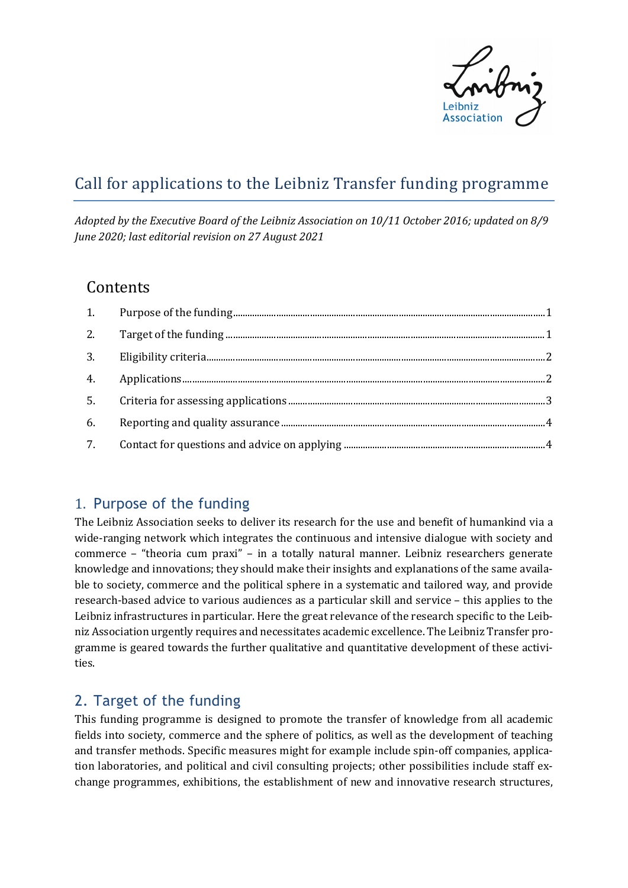# Call for applications to the Leibniz Transfer funding programme

*Adopted by the Executive Board of the Leibniz Association on 10/11 October 2016; updated on 8/9 June 2020; last editorial revision on 27 August 2021*

## Contents

1. Purpose of the funding ..... 1
2. Target of the funding ..... 1
3. Eligibility criteria ..... 2
4. Applications ..... 2
5. Criteria for assessing applications ..... 3
6. Reporting and quality assurance ..... 4
7. Contact for questions and advice on applying ..... 4

## 1. Purpose of the funding

The Leibniz Association seeks to deliver its research for the use and benefit of humankind via a wide-ranging network which integrates the continuous and intensive dialogue with society and commerce – "theoria cum praxi" – in a totally natural manner. Leibniz researchers generate knowledge and innovations; they should make their insights and explanations of the same available to society, commerce and the political sphere in a systematic and tailored way, and provide research-based advice to various audiences as a particular skill and service – this applies to the Leibniz infrastructures in particular. Here the great relevance of the research specific to the Leibniz Association urgently requires and necessitates academic excellence. The Leibniz Transfer programme is geared towards the further qualitative and quantitative development of these activities.

## 2. Target of the funding

This funding programme is designed to promote the transfer of knowledge from all academic fields into society, commerce and the sphere of politics, as well as the development of teaching and transfer methods. Specific measures might for example include spin-off companies, application laboratories, and political and civil consulting projects; other possibilities include staff exchange programmes, exhibitions, the establishment of new and innovative research structures,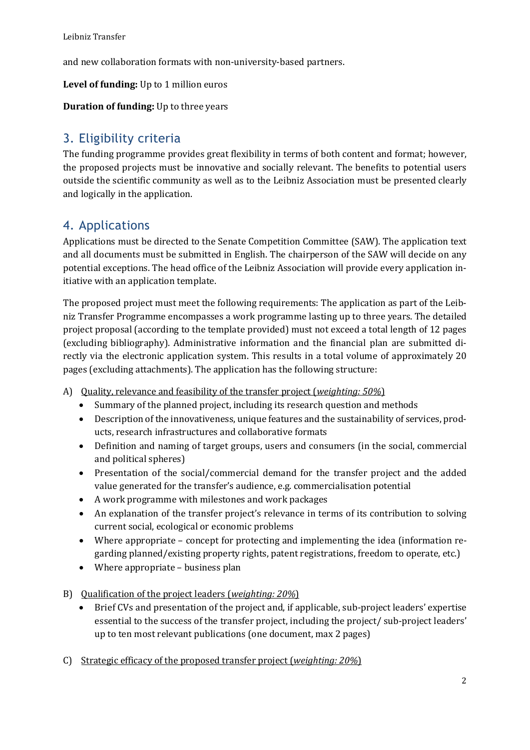and new collaboration formats with non-university-based partners.

**Level of funding:** Up to 1 million euros

**Duration of funding:** Up to three years

## 3. Eligibility criteria

The funding programme provides great flexibility in terms of both content and format; however, the proposed projects must be innovative and socially relevant. The benefits to potential users outside the scientific community as well as to the Leibniz Association must be presented clearly and logically in the application.

## 4. Applications

Applications must be directed to the Senate Competition Committee (SAW). The application text and all documents must be submitted in English. The chairperson of the SAW will decide on any potential exceptions. The head office of the Leibniz Association will provide every application initiative with an application template.

The proposed project must meet the following requirements: The application as part of the Leibniz Transfer Programme encompasses a work programme lasting up to three years. The detailed project proposal (according to the template provided) must not exceed a total length of 12 pages (excluding bibliography). Administrative information and the financial plan are submitted directly via the electronic application system. This results in a total volume of approximately 20 pages (excluding attachments). The application has the following structure:

A) <u>Quality, relevance and feasibility of the transfer project (*weighting: 50%*)</u>
   - Summary of the planned project, including its research question and methods
   - Description of the innovativeness, unique features and the sustainability of services, products, research infrastructures and collaborative formats
   - Definition and naming of target groups, users and consumers (in the social, commercial and political spheres)
   - Presentation of the social/commercial demand for the transfer project and the added value generated for the transfer's audience, e.g. commercialisation potential
   - A work programme with milestones and work packages
   - An explanation of the transfer project's relevance in terms of its contribution to solving current social, ecological or economic problems
   - Where appropriate – concept for protecting and implementing the idea (information regarding planned/existing property rights, patent registrations, freedom to operate, etc.)
   - Where appropriate – business plan

B) <u>Qualification of the project leaders (*weighting: 20%*)</u>
   - Brief CVs and presentation of the project and, if applicable, sub-project leaders' expertise essential to the success of the transfer project, including the project/ sub-project leaders' up to ten most relevant publications (one document, max 2 pages)

C) <u>Strategic efficacy of the proposed transfer project (*weighting: 20%*)</u>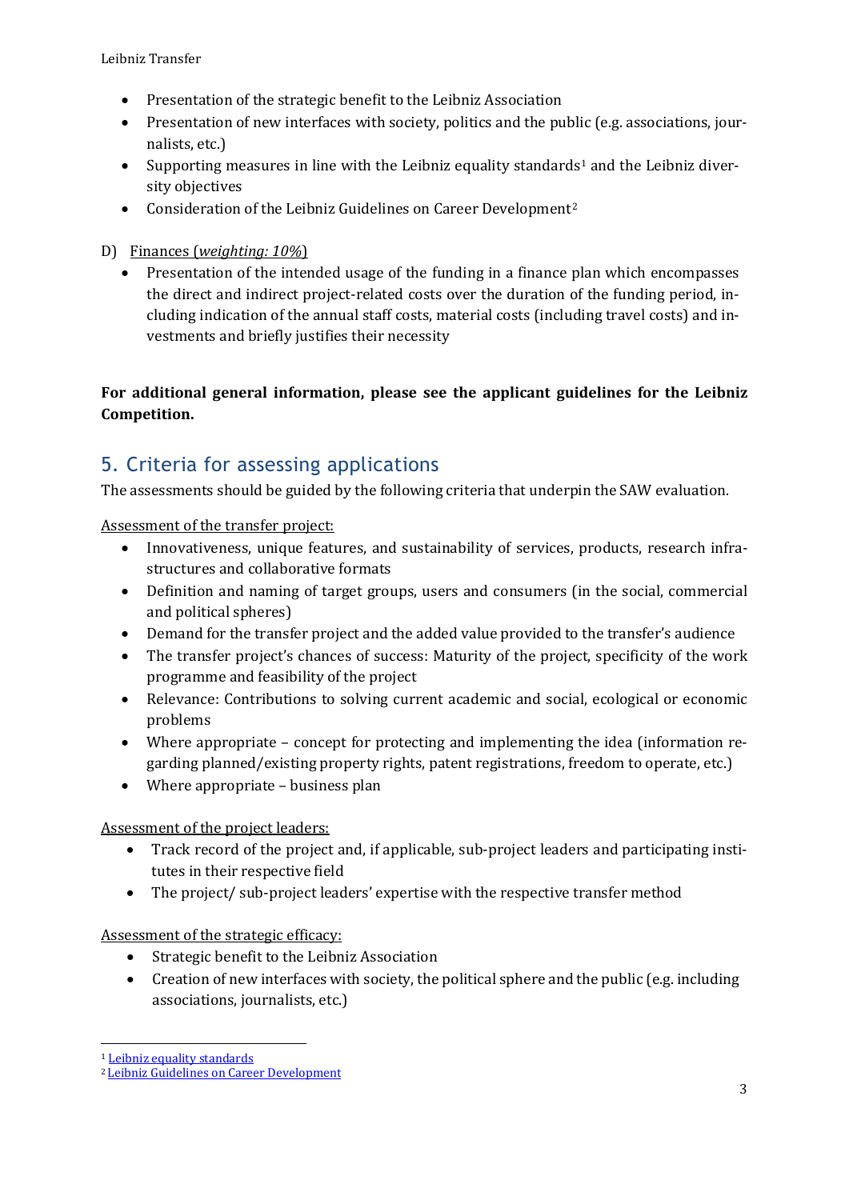- Presentation of the strategic benefit to the Leibniz Association
- Presentation of new interfaces with society, politics and the public (e.g. associations, journalists, etc.)
- Supporting measures in line with the Leibniz equality standards[1] and the Leibniz diversity objectives
- Consideration of the Leibniz Guidelines on Career Development[2]

D) Finances (*weighting: 10%*)

- Presentation of the intended usage of the funding in a finance plan which encompasses the direct and indirect project-related costs over the duration of the funding period, including indication of the annual staff costs, material costs (including travel costs) and investments and briefly justifies their necessity

**For additional general information, please see the applicant guidelines for the Leibniz Competition.**

## 5. Criteria for assessing applications

The assessments should be guided by the following criteria that underpin the SAW evaluation.

Assessment of the transfer project:

- Innovativeness, unique features, and sustainability of services, products, research infrastructures and collaborative formats
- Definition and naming of target groups, users and consumers (in the social, commercial and political spheres)
- Demand for the transfer project and the added value provided to the transfer's audience
- The transfer project's chances of success: Maturity of the project, specificity of the work programme and feasibility of the project
- Relevance: Contributions to solving current academic and social, ecological or economic problems
- Where appropriate – concept for protecting and implementing the idea (information regarding planned/existing property rights, patent registrations, freedom to operate, etc.)
- Where appropriate – business plan

Assessment of the project leaders:

- Track record of the project and, if applicable, sub-project leaders and participating institutes in their respective field
- The project/ sub-project leaders' expertise with the respective transfer method

Assessment of the strategic efficacy:

- Strategic benefit to the Leibniz Association
- Creation of new interfaces with society, the political sphere and the public (e.g. including associations, journalists, etc.)

---

[1] Leibniz equality standards

[2] Leibniz Guidelines on Career Development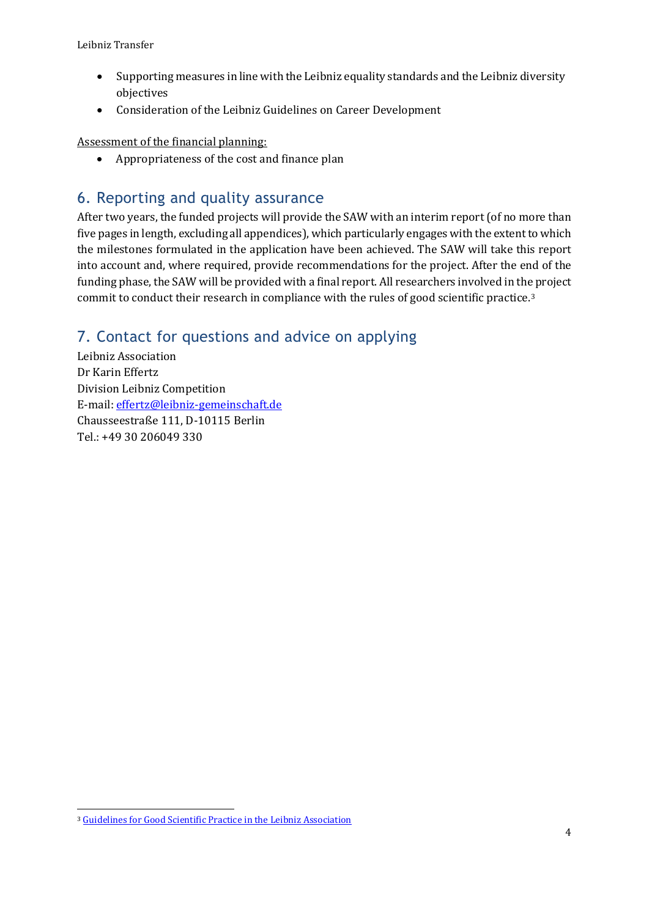- Supporting measures in line with the Leibniz equality standards and the Leibniz diversity objectives
- Consideration of the Leibniz Guidelines on Career Development

Assessment of the financial planning:

- Appropriateness of the cost and finance plan

## 6. Reporting and quality assurance

After two years, the funded projects will provide the SAW with an interim report (of no more than five pages in length, excluding all appendices), which particularly engages with the extent to which the milestones formulated in the application have been achieved. The SAW will take this report into account and, where required, provide recommendations for the project. After the end of the funding phase, the SAW will be provided with a final report. All researchers involved in the project commit to conduct their research in compliance with the rules of good scientific practice.[3]

## 7. Contact for questions and advice on applying

Leibniz Association
Dr Karin Effertz
Division Leibniz Competition
E-mail: effertz@leibniz-gemeinschaft.de
Chausseestraße 111, D-10115 Berlin
Tel.: +49 30 206049 330

[3] Guidelines for Good Scientific Practice in the Leibniz Association